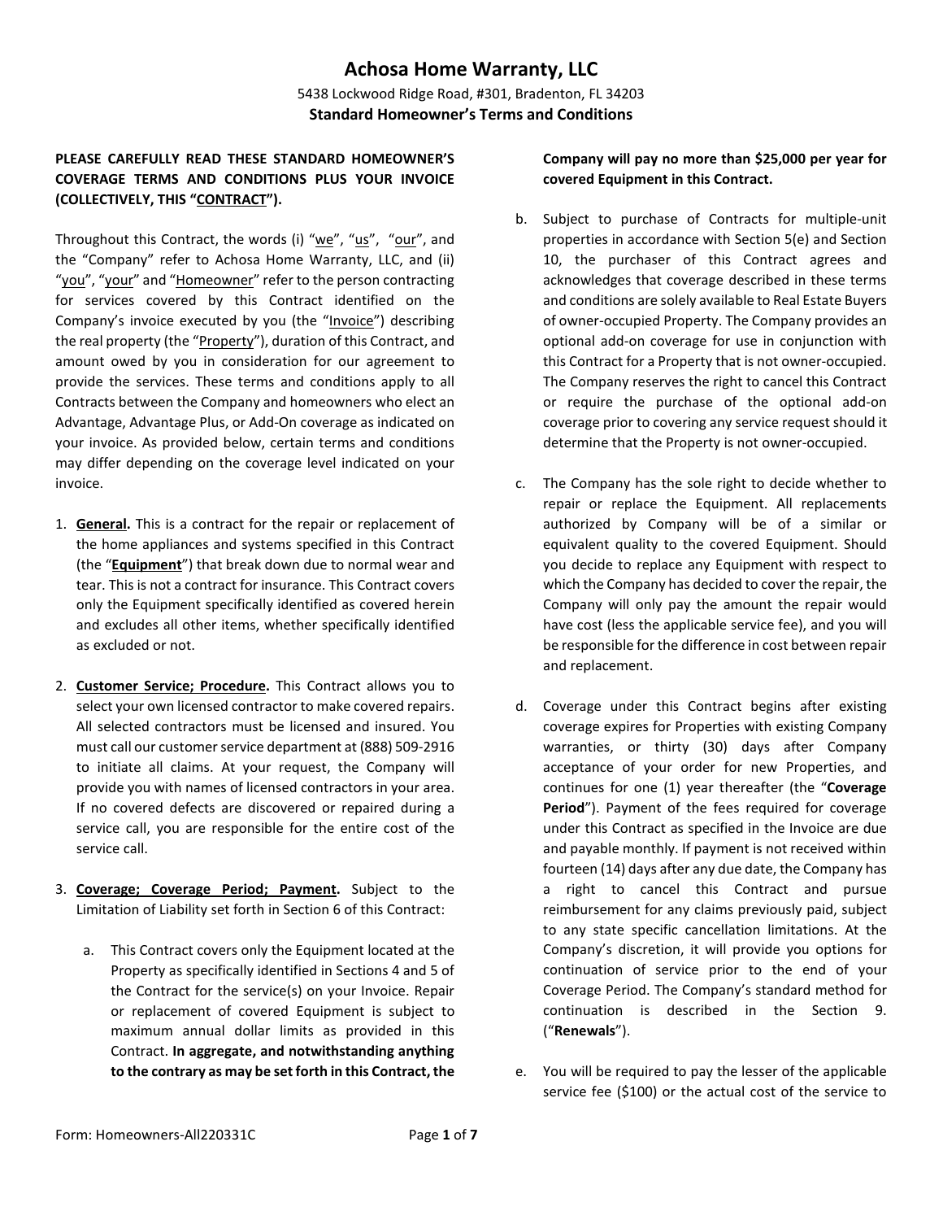# Achosa Home Warranty, LLC

5438 Lockwood Ridge Road, #301, Bradenton, FL 34203

**Standard Homeowner's Terms and Conditions**

**PLEASE CAREFULLY READ THESE STANDARD HOMEOWNER'S COVERAGE TERMS AND CONDITIONS PLUS YOUR INVOICE (COLLECTIVELY, THIS "CONTRACT").**

Throughout this Contract, the words (i) "we", "us", "our", and the "Company" refer to Achosa Home Warranty, LLC, and (ii) "you", "your" and "Homeowner" refer to the person contracting for services covered by this Contract identified on the Company's invoice executed by you (the "Invoice") describing the real property (the "Property"), duration of this Contract, and amount owed by you in consideration for our agreement to provide the services. These terms and conditions apply to all Contracts between the Company and homeowners who elect an Advantage, Advantage Plus, or Add-On coverage as indicated on your invoice. As provided below, certain terms and conditions may differ depending on the coverage level indicated on your invoice.

1. **General.** This is a contract for the repair or replacement of the home appliances and systems specified in this Contract (the "**Equipment**") that break down due to normal wear and tear. This is not a contract for insurance. This Contract covers only the Equipment specifically identified as covered herein and excludes all other items, whether specifically identified as excluded or not.

2. **Customer Service; Procedure.** This Contract allows you to select your own licensed contractor to make covered repairs. All selected contractors must be licensed and insured. You must call our customer service department at (888) 509-2916 to initiate all claims. At your request, the Company will provide you with names of licensed contractors in your area. If no covered defects are discovered or repaired during a service call, you are responsible for the entire cost of the service call.

3. **Coverage; Coverage Period; Payment.** Subject to the Limitation of Liability set forth in Section 6 of this Contract:

   a. This Contract covers only the Equipment located at the Property as specifically identified in Sections 4 and 5 of the Contract for the service(s) on your Invoice. Repair or replacement of covered Equipment is subject to maximum annual dollar limits as provided in this Contract. **In aggregate, and notwithstanding anything to the contrary as may be set forth in this Contract, the Company will pay no more than $25,000 per year for covered Equipment in this Contract.**

   b. Subject to purchase of Contracts for multiple-unit properties in accordance with Section 5(e) and Section 10, the purchaser of this Contract agrees and acknowledges that coverage described in these terms and conditions are solely available to Real Estate Buyers of owner-occupied Property. The Company provides an optional add-on coverage for use in conjunction with this Contract for a Property that is not owner-occupied. The Company reserves the right to cancel this Contract or require the purchase of the optional add-on coverage prior to covering any service request should it determine that the Property is not owner-occupied.

   c. The Company has the sole right to decide whether to repair or replace the Equipment. All replacements authorized by Company will be of a similar or equivalent quality to the covered Equipment. Should you decide to replace any Equipment with respect to which the Company has decided to cover the repair, the Company will only pay the amount the repair would have cost (less the applicable service fee), and you will be responsible for the difference in cost between repair and replacement.

   d. Coverage under this Contract begins after existing coverage expires for Properties with existing Company warranties, or thirty (30) days after Company acceptance of your order for new Properties, and continues for one (1) year thereafter (the "**Coverage Period**"). Payment of the fees required for coverage under this Contract as specified in the Invoice are due and payable monthly. If payment is not received within fourteen (14) days after any due date, the Company has a right to cancel this Contract and pursue reimbursement for any claims previously paid, subject to any state specific cancellation limitations. At the Company's discretion, it will provide you options for continuation of service prior to the end of your Coverage Period. The Company's standard method for continuation is described in the Section 9. ("**Renewals**").

   e. You will be required to pay the lesser of the applicable service fee ($100) or the actual cost of the service to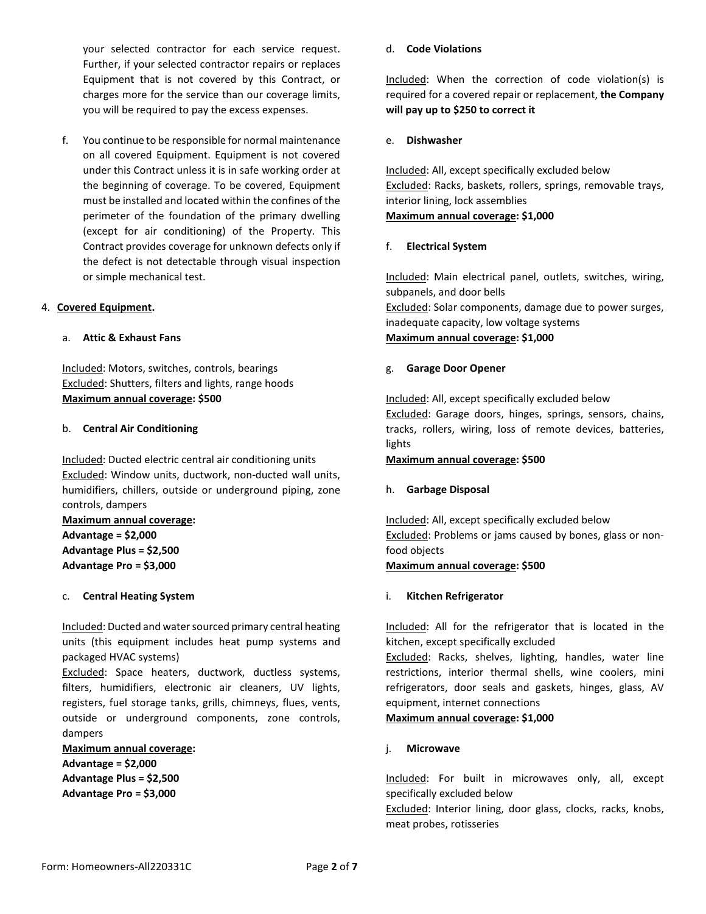your selected contractor for each service request. Further, if your selected contractor repairs or replaces Equipment that is not covered by this Contract, or charges more for the service than our coverage limits, you will be required to pay the excess expenses.

f. You continue to be responsible for normal maintenance on all covered Equipment. Equipment is not covered under this Contract unless it is in safe working order at the beginning of coverage. To be covered, Equipment must be installed and located within the confines of the perimeter of the foundation of the primary dwelling (except for air conditioning) of the Property. This Contract provides coverage for unknown defects only if the defect is not detectable through visual inspection or simple mechanical test.

4. **Covered Equipment.**

a. **Attic & Exhaust Fans**

Included: Motors, switches, controls, bearings
Excluded: Shutters, filters and lights, range hoods
**Maximum annual coverage: $500**

b. **Central Air Conditioning**

Included: Ducted electric central air conditioning units
Excluded: Window units, ductwork, non-ducted wall units, humidifiers, chillers, outside or underground piping, zone controls, dampers
**Maximum annual coverage:**
**Advantage = $2,000**
**Advantage Plus = $2,500**
**Advantage Pro = $3,000**

c. **Central Heating System**

Included: Ducted and water sourced primary central heating units (this equipment includes heat pump systems and packaged HVAC systems)
Excluded: Space heaters, ductwork, ductless systems, filters, humidifiers, electronic air cleaners, UV lights, registers, fuel storage tanks, grills, chimneys, flues, vents, outside or underground components, zone controls, dampers
**Maximum annual coverage:**
**Advantage = $2,000**
**Advantage Plus = $2,500**
**Advantage Pro = $3,000**

d. **Code Violations**

Included: When the correction of code violation(s) is required for a covered repair or replacement, **the Company will pay up to $250 to correct it**

e. **Dishwasher**

Included: All, except specifically excluded below
Excluded: Racks, baskets, rollers, springs, removable trays, interior lining, lock assemblies
**Maximum annual coverage: $1,000**

f. **Electrical System**

Included: Main electrical panel, outlets, switches, wiring, subpanels, and door bells
Excluded: Solar components, damage due to power surges, inadequate capacity, low voltage systems
**Maximum annual coverage: $1,000**

g. **Garage Door Opener**

Included: All, except specifically excluded below
Excluded: Garage doors, hinges, springs, sensors, chains, tracks, rollers, wiring, loss of remote devices, batteries, lights
**Maximum annual coverage: $500**

h. **Garbage Disposal**

Included: All, except specifically excluded below
Excluded: Problems or jams caused by bones, glass or non-food objects
**Maximum annual coverage: $500**

i. **Kitchen Refrigerator**

Included: All for the refrigerator that is located in the kitchen, except specifically excluded
Excluded: Racks, shelves, lighting, handles, water line restrictions, interior thermal shells, wine coolers, mini refrigerators, door seals and gaskets, hinges, glass, AV equipment, internet connections
**Maximum annual coverage: $1,000**

j. **Microwave**

Included: For built in microwaves only, all, except specifically excluded below
Excluded: Interior lining, door glass, clocks, racks, knobs, meat probes, rotisseries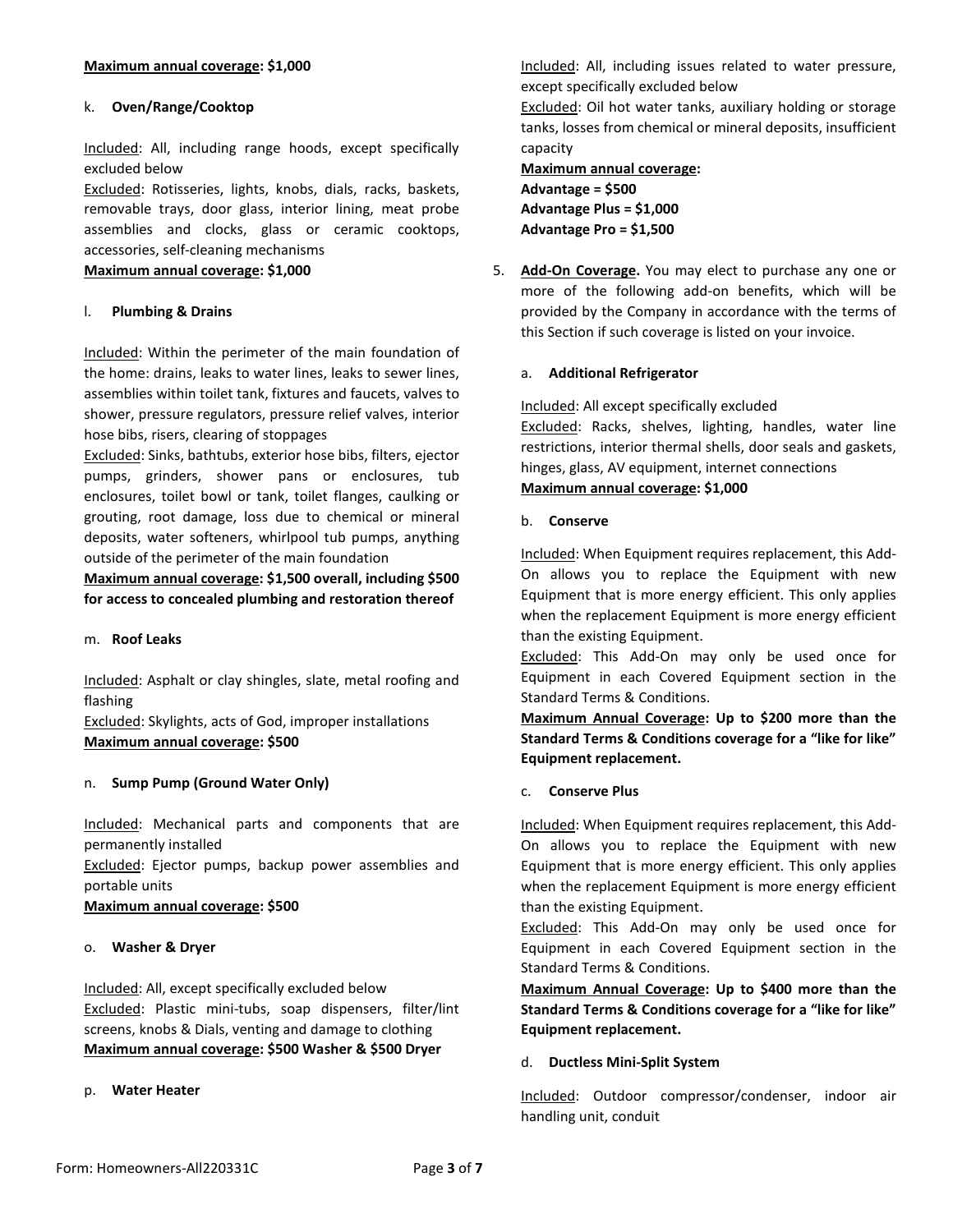**Maximum annual coverage: $1,000**

k. **Oven/Range/Cooktop**

Included: All, including range hoods, except specifically excluded below
Excluded: Rotisseries, lights, knobs, dials, racks, baskets, removable trays, door glass, interior lining, meat probe assemblies and clocks, glass or ceramic cooktops, accessories, self-cleaning mechanisms
**Maximum annual coverage: $1,000**

l. **Plumbing & Drains**

Included: Within the perimeter of the main foundation of the home: drains, leaks to water lines, leaks to sewer lines, assemblies within toilet tank, fixtures and faucets, valves to shower, pressure regulators, pressure relief valves, interior hose bibs, risers, clearing of stoppages
Excluded: Sinks, bathtubs, exterior hose bibs, filters, ejector pumps, grinders, shower pans or enclosures, tub enclosures, toilet bowl or tank, toilet flanges, caulking or grouting, root damage, loss due to chemical or mineral deposits, water softeners, whirlpool tub pumps, anything outside of the perimeter of the main foundation
**Maximum annual coverage: $1,500 overall, including $500 for access to concealed plumbing and restoration thereof**

m. **Roof Leaks**

Included: Asphalt or clay shingles, slate, metal roofing and flashing
Excluded: Skylights, acts of God, improper installations
**Maximum annual coverage: $500**

n. **Sump Pump (Ground Water Only)**

Included: Mechanical parts and components that are permanently installed
Excluded: Ejector pumps, backup power assemblies and portable units
**Maximum annual coverage: $500**

o. **Washer & Dryer**

Included: All, except specifically excluded below
Excluded: Plastic mini-tubs, soap dispensers, filter/lint screens, knobs & Dials, venting and damage to clothing
**Maximum annual coverage: $500 Washer & $500 Dryer**

p. **Water Heater**

Included: All, including issues related to water pressure, except specifically excluded below
Excluded: Oil hot water tanks, auxiliary holding or storage tanks, losses from chemical or mineral deposits, insufficient capacity
**Maximum annual coverage:**
**Advantage = $500**
**Advantage Plus = $1,000**
**Advantage Pro = $1,500**

5. **Add-On Coverage.** You may elect to purchase any one or more of the following add-on benefits, which will be provided by the Company in accordance with the terms of this Section if such coverage is listed on your invoice.

a. **Additional Refrigerator**

Included: All except specifically excluded
Excluded: Racks, shelves, lighting, handles, water line restrictions, interior thermal shells, door seals and gaskets, hinges, glass, AV equipment, internet connections
**Maximum annual coverage: $1,000**

b. **Conserve**

Included: When Equipment requires replacement, this Add-On allows you to replace the Equipment with new Equipment that is more energy efficient. This only applies when the replacement Equipment is more energy efficient than the existing Equipment.
Excluded: This Add-On may only be used once for Equipment in each Covered Equipment section in the Standard Terms & Conditions.
**Maximum Annual Coverage: Up to $200 more than the Standard Terms & Conditions coverage for a "like for like" Equipment replacement.**

c. **Conserve Plus**

Included: When Equipment requires replacement, this Add-On allows you to replace the Equipment with new Equipment that is more energy efficient. This only applies when the replacement Equipment is more energy efficient than the existing Equipment.
Excluded: This Add-On may only be used once for Equipment in each Covered Equipment section in the Standard Terms & Conditions.
**Maximum Annual Coverage: Up to $400 more than the Standard Terms & Conditions coverage for a "like for like" Equipment replacement.**

d. **Ductless Mini-Split System**

Included: Outdoor compressor/condenser, indoor air handling unit, conduit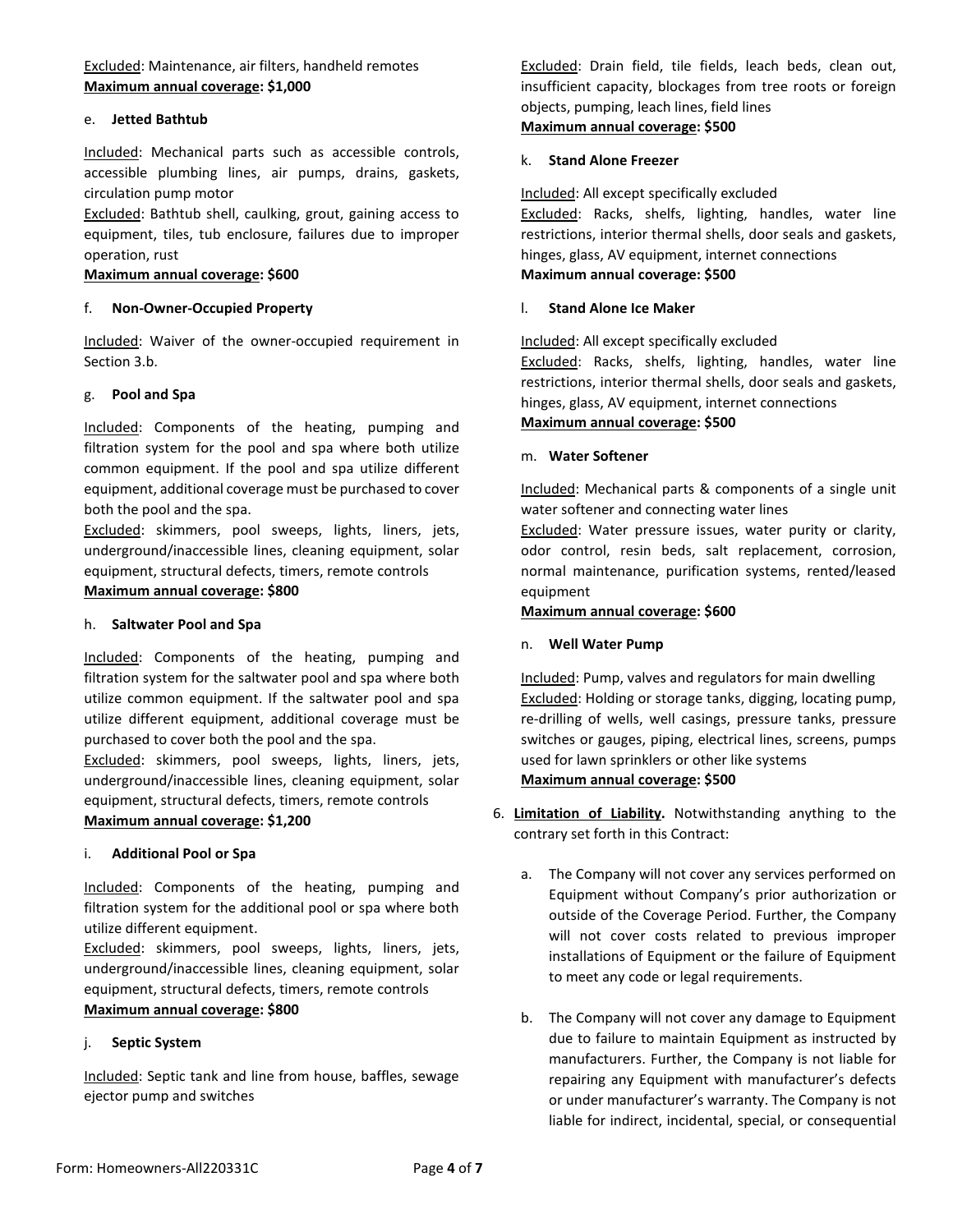Excluded: Maintenance, air filters, handheld remotes
**Maximum annual coverage: $1,000**

e. **Jetted Bathtub**

Included: Mechanical parts such as accessible controls, accessible plumbing lines, air pumps, drains, gaskets, circulation pump motor
Excluded: Bathtub shell, caulking, grout, gaining access to equipment, tiles, tub enclosure, failures due to improper operation, rust
**Maximum annual coverage: $600**

f. **Non-Owner-Occupied Property**

Included: Waiver of the owner-occupied requirement in Section 3.b.

g. **Pool and Spa**

Included: Components of the heating, pumping and filtration system for the pool and spa where both utilize common equipment. If the pool and spa utilize different equipment, additional coverage must be purchased to cover both the pool and the spa.
Excluded: skimmers, pool sweeps, lights, liners, jets, underground/inaccessible lines, cleaning equipment, solar equipment, structural defects, timers, remote controls
**Maximum annual coverage: $800**

h. **Saltwater Pool and Spa**

Included: Components of the heating, pumping and filtration system for the saltwater pool and spa where both utilize common equipment. If the saltwater pool and spa utilize different equipment, additional coverage must be purchased to cover both the pool and the spa.
Excluded: skimmers, pool sweeps, lights, liners, jets, underground/inaccessible lines, cleaning equipment, solar equipment, structural defects, timers, remote controls
**Maximum annual coverage: $1,200**

i. **Additional Pool or Spa**

Included: Components of the heating, pumping and filtration system for the additional pool or spa where both utilize different equipment.
Excluded: skimmers, pool sweeps, lights, liners, jets, underground/inaccessible lines, cleaning equipment, solar equipment, structural defects, timers, remote controls
**Maximum annual coverage: $800**

j. **Septic System**

Included: Septic tank and line from house, baffles, sewage ejector pump and switches
Excluded: Drain field, tile fields, leach beds, clean out, insufficient capacity, blockages from tree roots or foreign objects, pumping, leach lines, field lines
**Maximum annual coverage: $500**

k. **Stand Alone Freezer**

Included: All except specifically excluded
Excluded: Racks, shelfs, lighting, handles, water line restrictions, interior thermal shells, door seals and gaskets, hinges, glass, AV equipment, internet connections
**Maximum annual coverage: $500**

l. **Stand Alone Ice Maker**

Included: All except specifically excluded
Excluded: Racks, shelfs, lighting, handles, water line restrictions, interior thermal shells, door seals and gaskets, hinges, glass, AV equipment, internet connections
**Maximum annual coverage: $500**

m. **Water Softener**

Included: Mechanical parts & components of a single unit water softener and connecting water lines
Excluded: Water pressure issues, water purity or clarity, odor control, resin beds, salt replacement, corrosion, normal maintenance, purification systems, rented/leased equipment
**Maximum annual coverage: $600**

n. **Well Water Pump**

Included: Pump, valves and regulators for main dwelling
Excluded: Holding or storage tanks, digging, locating pump, re-drilling of wells, well casings, pressure tanks, pressure switches or gauges, piping, electrical lines, screens, pumps used for lawn sprinklers or other like systems
**Maximum annual coverage: $500**

6. **Limitation of Liability.** Notwithstanding anything to the contrary set forth in this Contract:

   a. The Company will not cover any services performed on Equipment without Company's prior authorization or outside of the Coverage Period. Further, the Company will not cover costs related to previous improper installations of Equipment or the failure of Equipment to meet any code or legal requirements.

   b. The Company will not cover any damage to Equipment due to failure to maintain Equipment as instructed by manufacturers. Further, the Company is not liable for repairing any Equipment with manufacturer's defects or under manufacturer's warranty. The Company is not liable for indirect, incidental, special, or consequential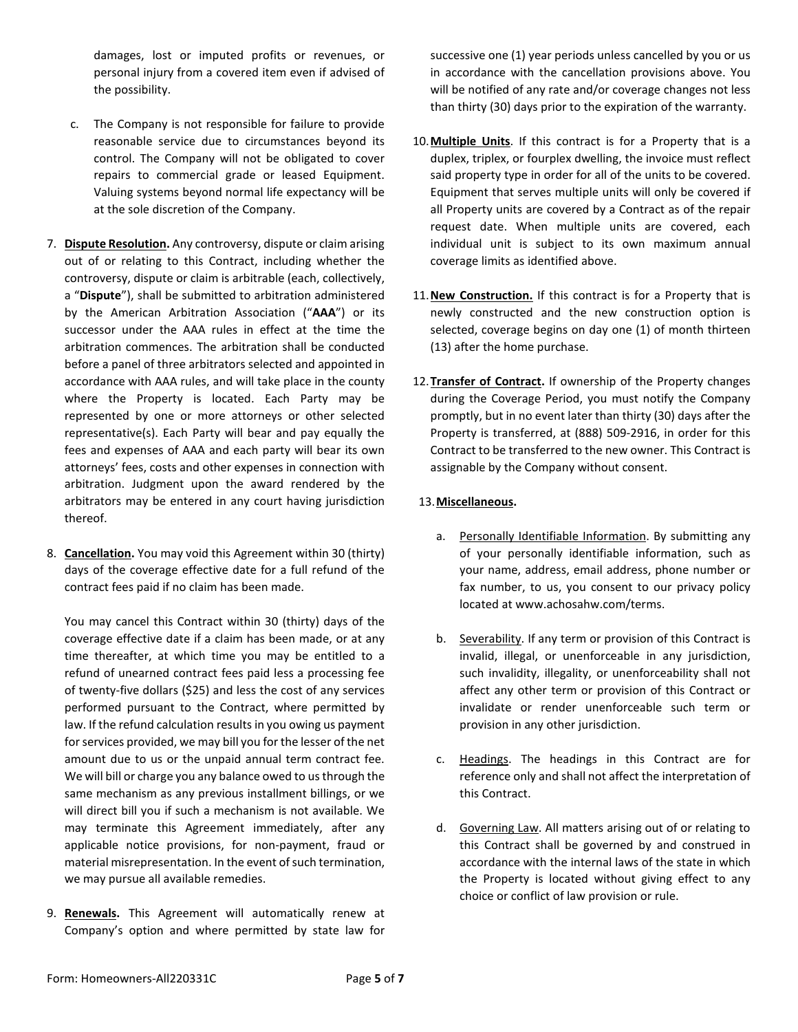damages, lost or imputed profits or revenues, or personal injury from a covered item even if advised of the possibility.

c. The Company is not responsible for failure to provide reasonable service due to circumstances beyond its control. The Company will not be obligated to cover repairs to commercial grade or leased Equipment. Valuing systems beyond normal life expectancy will be at the sole discretion of the Company.

7. **Dispute Resolution.** Any controversy, dispute or claim arising out of or relating to this Contract, including whether the controversy, dispute or claim is arbitrable (each, collectively, a "**Dispute**"), shall be submitted to arbitration administered by the American Arbitration Association ("**AAA**") or its successor under the AAA rules in effect at the time the arbitration commences. The arbitration shall be conducted before a panel of three arbitrators selected and appointed in accordance with AAA rules, and will take place in the county where the Property is located. Each Party may be represented by one or more attorneys or other selected representative(s). Each Party will bear and pay equally the fees and expenses of AAA and each party will bear its own attorneys' fees, costs and other expenses in connection with arbitration. Judgment upon the award rendered by the arbitrators may be entered in any court having jurisdiction thereof.

8. **Cancellation.** You may void this Agreement within 30 (thirty) days of the coverage effective date for a full refund of the contract fees paid if no claim has been made.

   You may cancel this Contract within 30 (thirty) days of the coverage effective date if a claim has been made, or at any time thereafter, at which time you may be entitled to a refund of unearned contract fees paid less a processing fee of twenty-five dollars ($25) and less the cost of any services performed pursuant to the Contract, where permitted by law. If the refund calculation results in you owing us payment for services provided, we may bill you for the lesser of the net amount due to us or the unpaid annual term contract fee. We will bill or charge you any balance owed to us through the same mechanism as any previous installment billings, or we will direct bill you if such a mechanism is not available. We may terminate this Agreement immediately, after any applicable notice provisions, for non-payment, fraud or material misrepresentation. In the event of such termination, we may pursue all available remedies.

9. **Renewals.** This Agreement will automatically renew at Company's option and where permitted by state law for successive one (1) year periods unless cancelled by you or us in accordance with the cancellation provisions above. You will be notified of any rate and/or coverage changes not less than thirty (30) days prior to the expiration of the warranty.

10. **Multiple Units**. If this contract is for a Property that is a duplex, triplex, or fourplex dwelling, the invoice must reflect said property type in order for all of the units to be covered. Equipment that serves multiple units will only be covered if all Property units are covered by a Contract as of the repair request date. When multiple units are covered, each individual unit is subject to its own maximum annual coverage limits as identified above.

11. **New Construction.** If this contract is for a Property that is newly constructed and the new construction option is selected, coverage begins on day one (1) of month thirteen (13) after the home purchase.

12. **Transfer of Contract.** If ownership of the Property changes during the Coverage Period, you must notify the Company promptly, but in no event later than thirty (30) days after the Property is transferred, at (888) 509-2916, in order for this Contract to be transferred to the new owner. This Contract is assignable by the Company without consent.

13. **Miscellaneous.**

    a. Personally Identifiable Information. By submitting any of your personally identifiable information, such as your name, address, email address, phone number or fax number, to us, you consent to our privacy policy located at www.achosahw.com/terms.

    b. Severability. If any term or provision of this Contract is invalid, illegal, or unenforceable in any jurisdiction, such invalidity, illegality, or unenforceability shall not affect any other term or provision of this Contract or invalidate or render unenforceable such term or provision in any other jurisdiction.

    c. Headings. The headings in this Contract are for reference only and shall not affect the interpretation of this Contract.

    d. Governing Law. All matters arising out of or relating to this Contract shall be governed by and construed in accordance with the internal laws of the state in which the Property is located without giving effect to any choice or conflict of law provision or rule.

Form: Homeowners-All220331C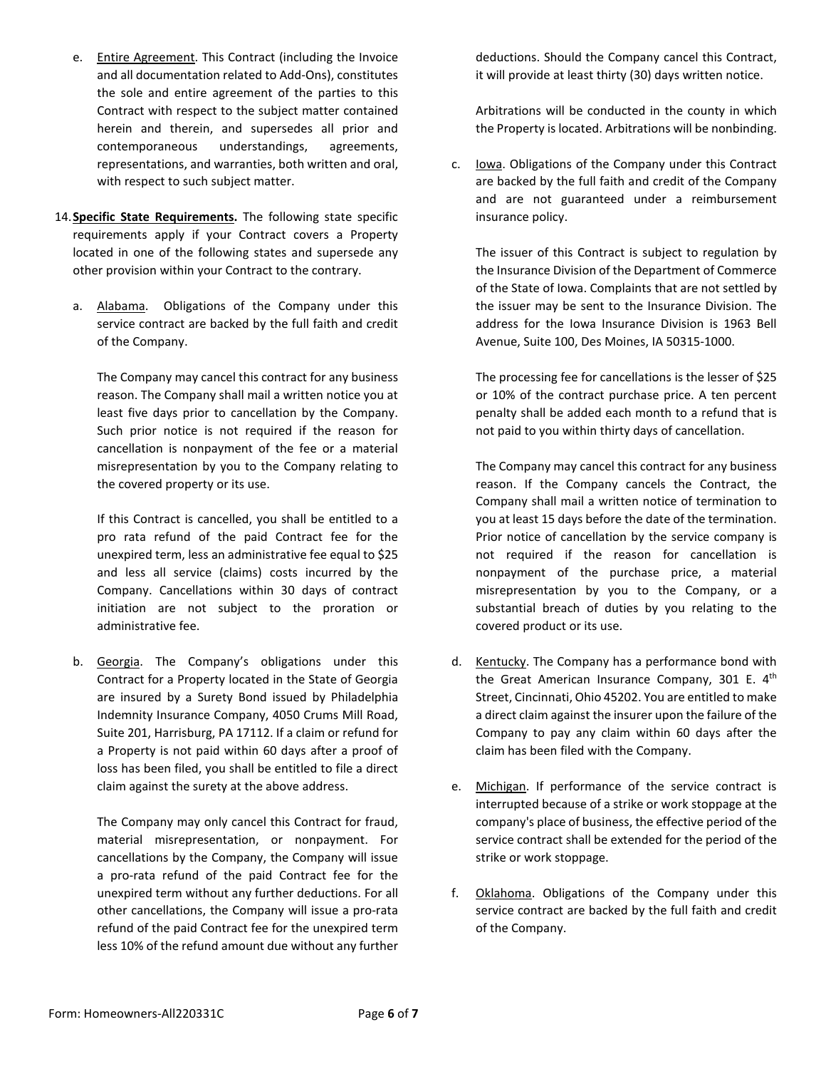e. Entire Agreement. This Contract (including the Invoice and all documentation related to Add-Ons), constitutes the sole and entire agreement of the parties to this Contract with respect to the subject matter contained herein and therein, and supersedes all prior and contemporaneous understandings, agreements, representations, and warranties, both written and oral, with respect to such subject matter.

14. **Specific State Requirements.** The following state specific requirements apply if your Contract covers a Property located in one of the following states and supersede any other provision within your Contract to the contrary.

a. Alabama. Obligations of the Company under this service contract are backed by the full faith and credit of the Company.

The Company may cancel this contract for any business reason. The Company shall mail a written notice you at least five days prior to cancellation by the Company. Such prior notice is not required if the reason for cancellation is nonpayment of the fee or a material misrepresentation by you to the Company relating to the covered property or its use.

If this Contract is cancelled, you shall be entitled to a pro rata refund of the paid Contract fee for the unexpired term, less an administrative fee equal to $25 and less all service (claims) costs incurred by the Company. Cancellations within 30 days of contract initiation are not subject to the proration or administrative fee.

b. Georgia. The Company's obligations under this Contract for a Property located in the State of Georgia are insured by a Surety Bond issued by Philadelphia Indemnity Insurance Company, 4050 Crums Mill Road, Suite 201, Harrisburg, PA 17112. If a claim or refund for a Property is not paid within 60 days after a proof of loss has been filed, you shall be entitled to file a direct claim against the surety at the above address.

The Company may only cancel this Contract for fraud, material misrepresentation, or nonpayment. For cancellations by the Company, the Company will issue a pro-rata refund of the paid Contract fee for the unexpired term without any further deductions. For all other cancellations, the Company will issue a pro-rata refund of the paid Contract fee for the unexpired term less 10% of the refund amount due without any further deductions. Should the Company cancel this Contract, it will provide at least thirty (30) days written notice.

Arbitrations will be conducted in the county in which the Property is located. Arbitrations will be nonbinding.

c. Iowa. Obligations of the Company under this Contract are backed by the full faith and credit of the Company and are not guaranteed under a reimbursement insurance policy.

The issuer of this Contract is subject to regulation by the Insurance Division of the Department of Commerce of the State of Iowa. Complaints that are not settled by the issuer may be sent to the Insurance Division. The address for the Iowa Insurance Division is 1963 Bell Avenue, Suite 100, Des Moines, IA 50315-1000.

The processing fee for cancellations is the lesser of $25 or 10% of the contract purchase price. A ten percent penalty shall be added each month to a refund that is not paid to you within thirty days of cancellation.

The Company may cancel this contract for any business reason. If the Company cancels the Contract, the Company shall mail a written notice of termination to you at least 15 days before the date of the termination. Prior notice of cancellation by the service company is not required if the reason for cancellation is nonpayment of the purchase price, a material misrepresentation by you to the Company, or a substantial breach of duties by you relating to the covered product or its use.

d. Kentucky. The Company has a performance bond with the Great American Insurance Company, 301 E. 4th Street, Cincinnati, Ohio 45202. You are entitled to make a direct claim against the insurer upon the failure of the Company to pay any claim within 60 days after the claim has been filed with the Company.

e. Michigan. If performance of the service contract is interrupted because of a strike or work stoppage at the company's place of business, the effective period of the service contract shall be extended for the period of the strike or work stoppage.

f. Oklahoma. Obligations of the Company under this service contract are backed by the full faith and credit of the Company.

Form: Homeowners-All220331C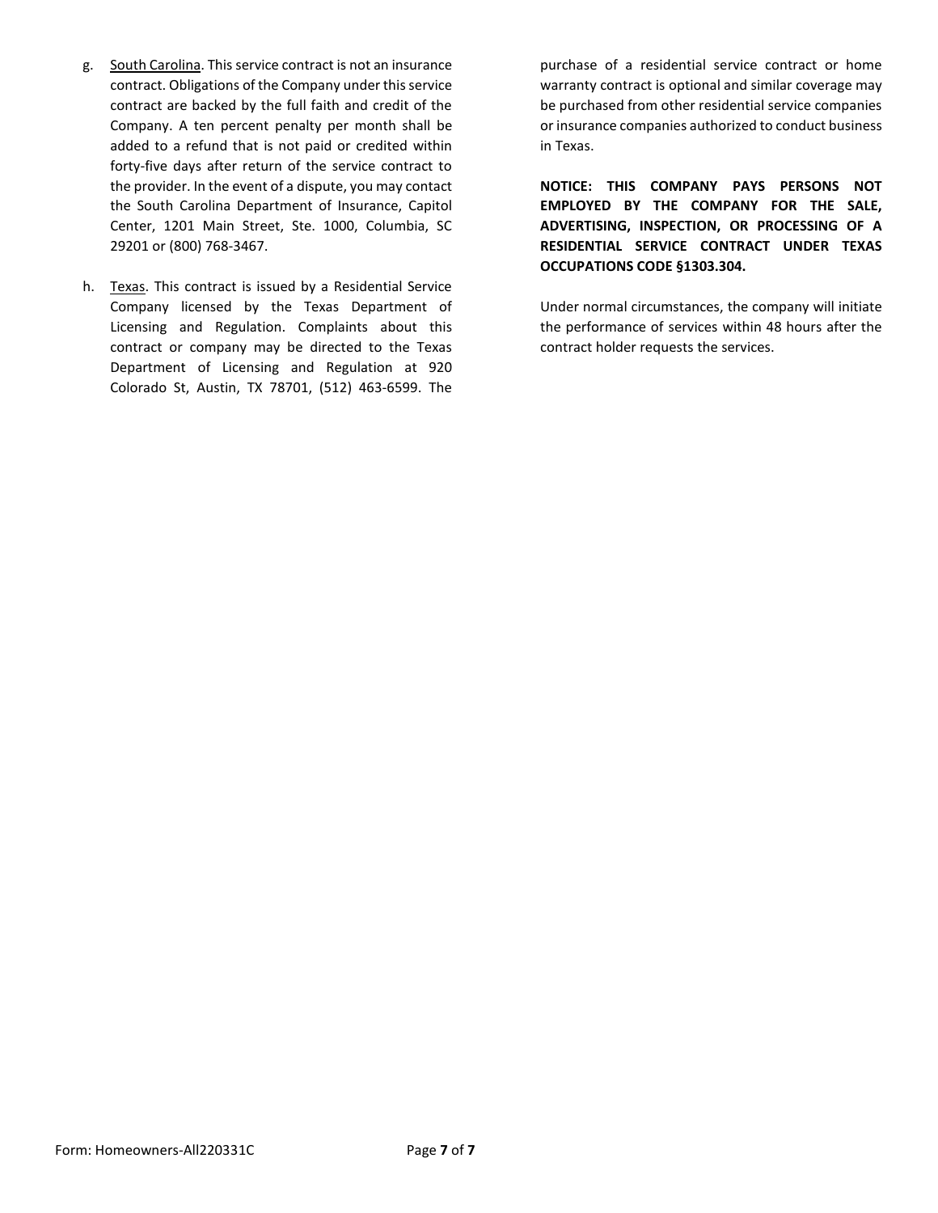g. South Carolina. This service contract is not an insurance contract. Obligations of the Company under this service contract are backed by the full faith and credit of the Company. A ten percent penalty per month shall be added to a refund that is not paid or credited within forty-five days after return of the service contract to the provider. In the event of a dispute, you may contact the South Carolina Department of Insurance, Capitol Center, 1201 Main Street, Ste. 1000, Columbia, SC 29201 or (800) 768-3467.

h. Texas. This contract is issued by a Residential Service Company licensed by the Texas Department of Licensing and Regulation. Complaints about this contract or company may be directed to the Texas Department of Licensing and Regulation at 920 Colorado St, Austin, TX 78701, (512) 463-6599. The purchase of a residential service contract or home warranty contract is optional and similar coverage may be purchased from other residential service companies or insurance companies authorized to conduct business in Texas.

**NOTICE: THIS COMPANY PAYS PERSONS NOT EMPLOYED BY THE COMPANY FOR THE SALE, ADVERTISING, INSPECTION, OR PROCESSING OF A RESIDENTIAL SERVICE CONTRACT UNDER TEXAS OCCUPATIONS CODE §1303.304.**

Under normal circumstances, the company will initiate the performance of services within 48 hours after the contract holder requests the services.